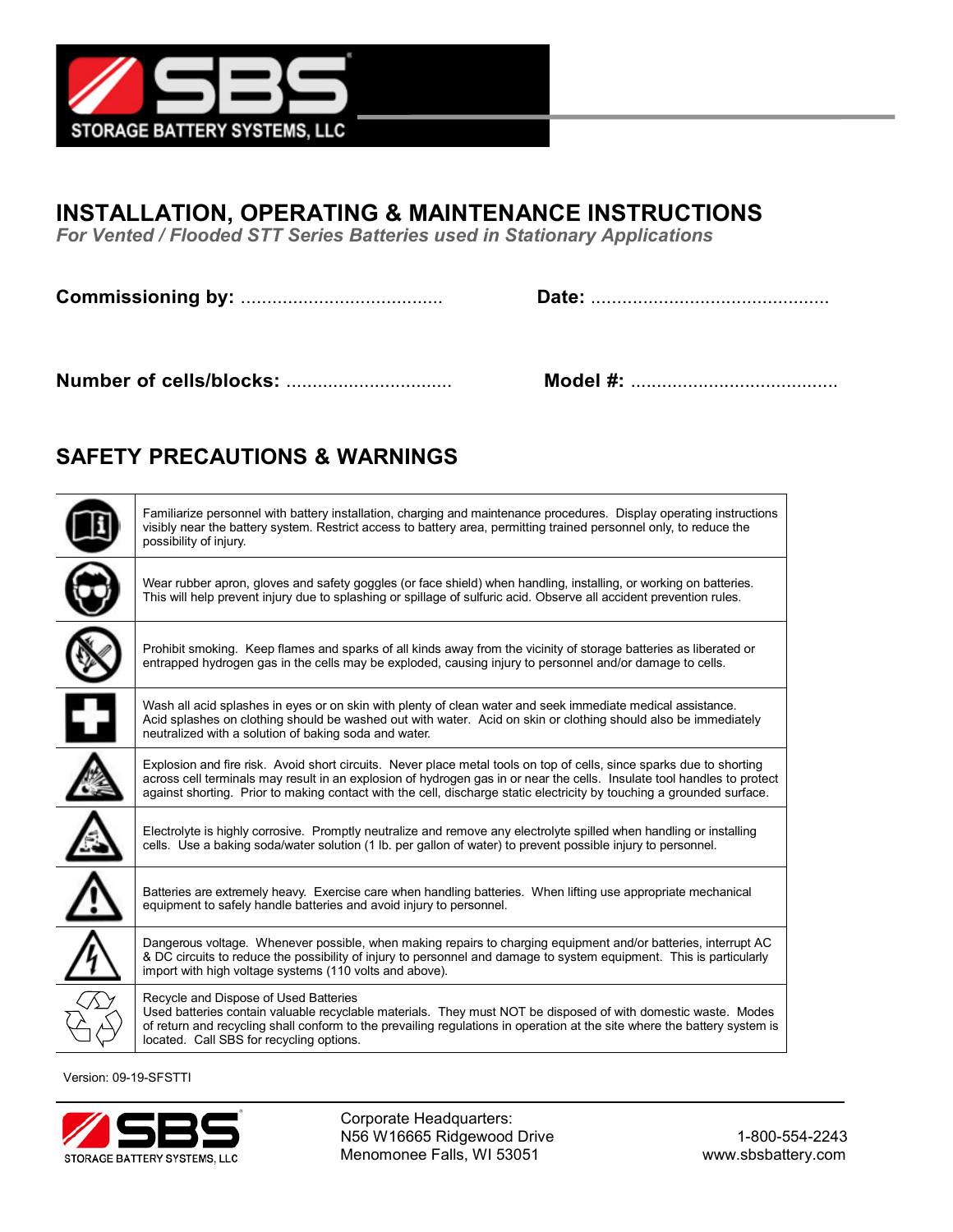STORAGE BATTERY SYSTEMS, LLC

# INSTALLATION, OPERATING & MAINTENANCE INSTRUCTIONS

***For Vented / Flooded STT Series Batteries used in Stationary Applications***

**Commissioning by:** ......................................  **Date:** .............................................

**Number of cells/blocks:** ................................  **Model #:** .......................................

## SAFETY PRECAUTIONS & WARNINGS

| | |
|---|---|
| | Familiarize personnel with battery installation, charging and maintenance procedures. Display operating instructions visibly near the battery system. Restrict access to battery area, permitting trained personnel only, to reduce the possibility of injury. |
| | Wear rubber apron, gloves and safety goggles (or face shield) when handling, installing, or working on batteries. This will help prevent injury due to splashing or spillage of sulfuric acid. Observe all accident prevention rules. |
| | Prohibit smoking. Keep flames and sparks of all kinds away from the vicinity of storage batteries as liberated or entrapped hydrogen gas in the cells may be exploded, causing injury to personnel and/or damage to cells. |
| | Wash all acid splashes in eyes or on skin with plenty of clean water and seek immediate medical assistance. Acid splashes on clothing should be washed out with water. Acid on skin or clothing should also be immediately neutralized with a solution of baking soda and water. |
| | Explosion and fire risk. Avoid short circuits. Never place metal tools on top of cells, since sparks due to shorting across cell terminals may result in an explosion of hydrogen gas in or near the cells. Insulate tool handles to protect against shorting. Prior to making contact with the cell, discharge static electricity by touching a grounded surface. |
| | Electrolyte is highly corrosive. Promptly neutralize and remove any electrolyte spilled when handling or installing cells. Use a baking soda/water solution (1 lb. per gallon of water) to prevent possible injury to personnel. |
| | Batteries are extremely heavy. Exercise care when handling batteries. When lifting use appropriate mechanical equipment to safely handle batteries and avoid injury to personnel. |
| | Dangerous voltage. Whenever possible, when making repairs to charging equipment and/or batteries, interrupt AC & DC circuits to reduce the possibility of injury to personnel and damage to system equipment. This is particularly import with high voltage systems (110 volts and above). |
| | Recycle and Dispose of Used Batteries<br>Used batteries contain valuable recyclable materials. They must NOT be disposed of with domestic waste. Modes of return and recycling shall conform to the prevailing regulations in operation at the site where the battery system is located. Call SBS for recycling options. |

Version: 09-19-SFSTTI

STORAGE BATTERY SYSTEMS, LLC

Corporate Headquarters:
N56 W16665 Ridgewood Drive
Menomonee Falls, WI 53051

1-800-554-2243
www.sbsbattery.com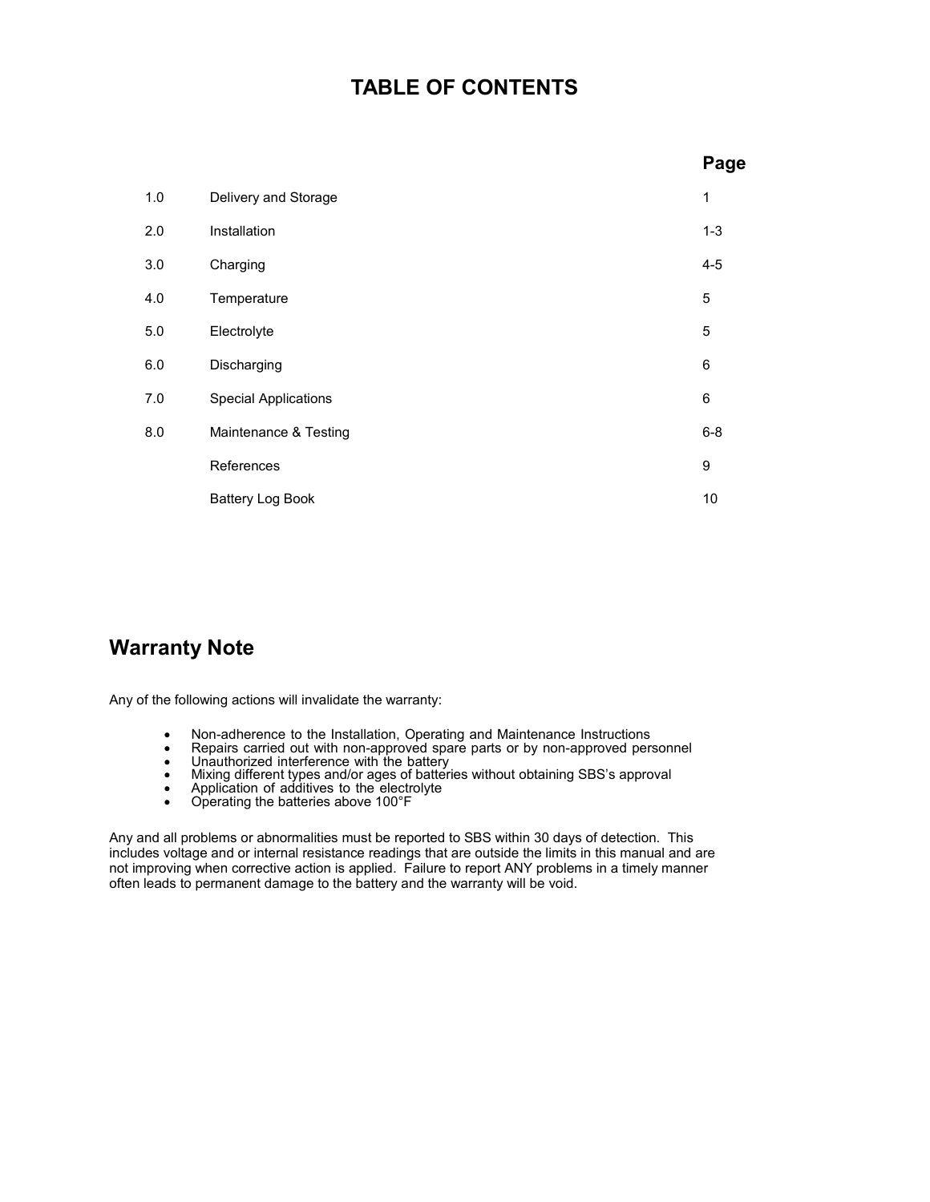# TABLE OF CONTENTS

| | | Page |
|---|---|---|
| 1.0 | Delivery and Storage | 1 |
| 2.0 | Installation | 1-3 |
| 3.0 | Charging | 4-5 |
| 4.0 | Temperature | 5 |
| 5.0 | Electrolyte | 5 |
| 6.0 | Discharging | 6 |
| 7.0 | Special Applications | 6 |
| 8.0 | Maintenance & Testing | 6-8 |
| | References | 9 |
| | Battery Log Book | 10 |

## Warranty Note

Any of the following actions will invalidate the warranty:

- Non-adherence to the Installation, Operating and Maintenance Instructions
- Repairs carried out with non-approved spare parts or by non-approved personnel
- Unauthorized interference with the battery
- Mixing different types and/or ages of batteries without obtaining SBS's approval
- Application of additives to the electrolyte
- Operating the batteries above 100°F

Any and all problems or abnormalities must be reported to SBS within 30 days of detection. This includes voltage and or internal resistance readings that are outside the limits in this manual and are not improving when corrective action is applied. Failure to report ANY problems in a timely manner often leads to permanent damage to the battery and the warranty will be void.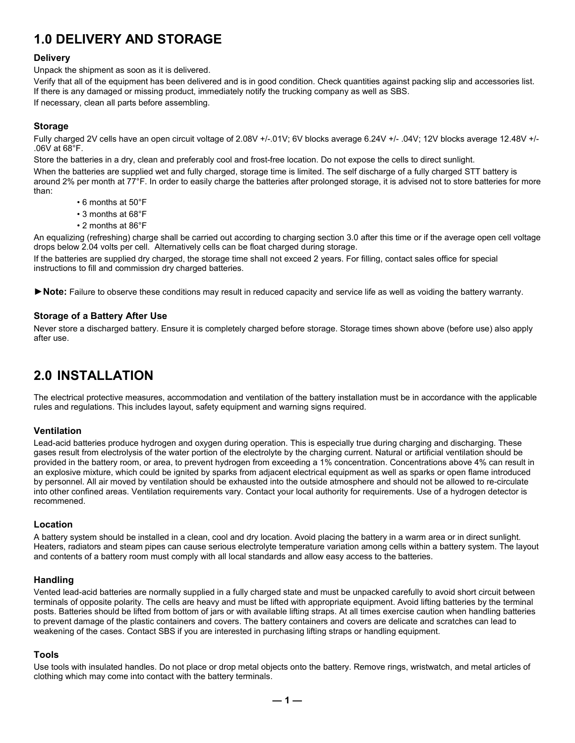# 1.0 DELIVERY AND STORAGE

### Delivery

Unpack the shipment as soon as it is delivered.

Verify that all of the equipment has been delivered and is in good condition. Check quantities against packing slip and accessories list. If there is any damaged or missing product, immediately notify the trucking company as well as SBS.

If necessary, clean all parts before assembling.

### Storage

Fully charged 2V cells have an open circuit voltage of 2.08V +/-.01V; 6V blocks average 6.24V +/- .04V; 12V blocks average 12.48V +/- .06V at 68°F.

Store the batteries in a dry, clean and preferably cool and frost-free location. Do not expose the cells to direct sunlight.

When the batteries are supplied wet and fully charged, storage time is limited. The self discharge of a fully charged STT battery is around 2% per month at 77°F. In order to easily charge the batteries after prolonged storage, it is advised not to store batteries for more than:

- 6 months at 50°F
- 3 months at 68°F
- 2 months at 86°F

An equalizing (refreshing) charge shall be carried out according to charging section 3.0 after this time or if the average open cell voltage drops below 2.04 volts per cell. Alternatively cells can be float charged during storage.

If the batteries are supplied dry charged, the storage time shall not exceed 2 years. For filling, contact sales office for special instructions to fill and commission dry charged batteries.

►**Note:** Failure to observe these conditions may result in reduced capacity and service life as well as voiding the battery warranty.

### Storage of a Battery After Use

Never store a discharged battery. Ensure it is completely charged before storage. Storage times shown above (before use) also apply after use.

# 2.0 INSTALLATION

The electrical protective measures, accommodation and ventilation of the battery installation must be in accordance with the applicable rules and regulations. This includes layout, safety equipment and warning signs required.

### Ventilation

Lead-acid batteries produce hydrogen and oxygen during operation. This is especially true during charging and discharging. These gases result from electrolysis of the water portion of the electrolyte by the charging current. Natural or artificial ventilation should be provided in the battery room, or area, to prevent hydrogen from exceeding a 1% concentration. Concentrations above 4% can result in an explosive mixture, which could be ignited by sparks from adjacent electrical equipment as well as sparks or open flame introduced by personnel. All air moved by ventilation should be exhausted into the outside atmosphere and should not be allowed to re-circulate into other confined areas. Ventilation requirements vary. Contact your local authority for requirements. Use of a hydrogen detector is recommened.

### Location

A battery system should be installed in a clean, cool and dry location. Avoid placing the battery in a warm area or in direct sunlight. Heaters, radiators and steam pipes can cause serious electrolyte temperature variation among cells within a battery system. The layout and contents of a battery room must comply with all local standards and allow easy access to the batteries.

### Handling

Vented lead-acid batteries are normally supplied in a fully charged state and must be unpacked carefully to avoid short circuit between terminals of opposite polarity. The cells are heavy and must be lifted with appropriate equipment. Avoid lifting batteries by the terminal posts. Batteries should be lifted from bottom of jars or with available lifting straps. At all times exercise caution when handling batteries to prevent damage of the plastic containers and covers. The battery containers and covers are delicate and scratches can lead to weakening of the cases. Contact SBS if you are interested in purchasing lifting straps or handling equipment.

### Tools

Use tools with insulated handles. Do not place or drop metal objects onto the battery. Remove rings, wristwatch, and metal articles of clothing which may come into contact with the battery terminals.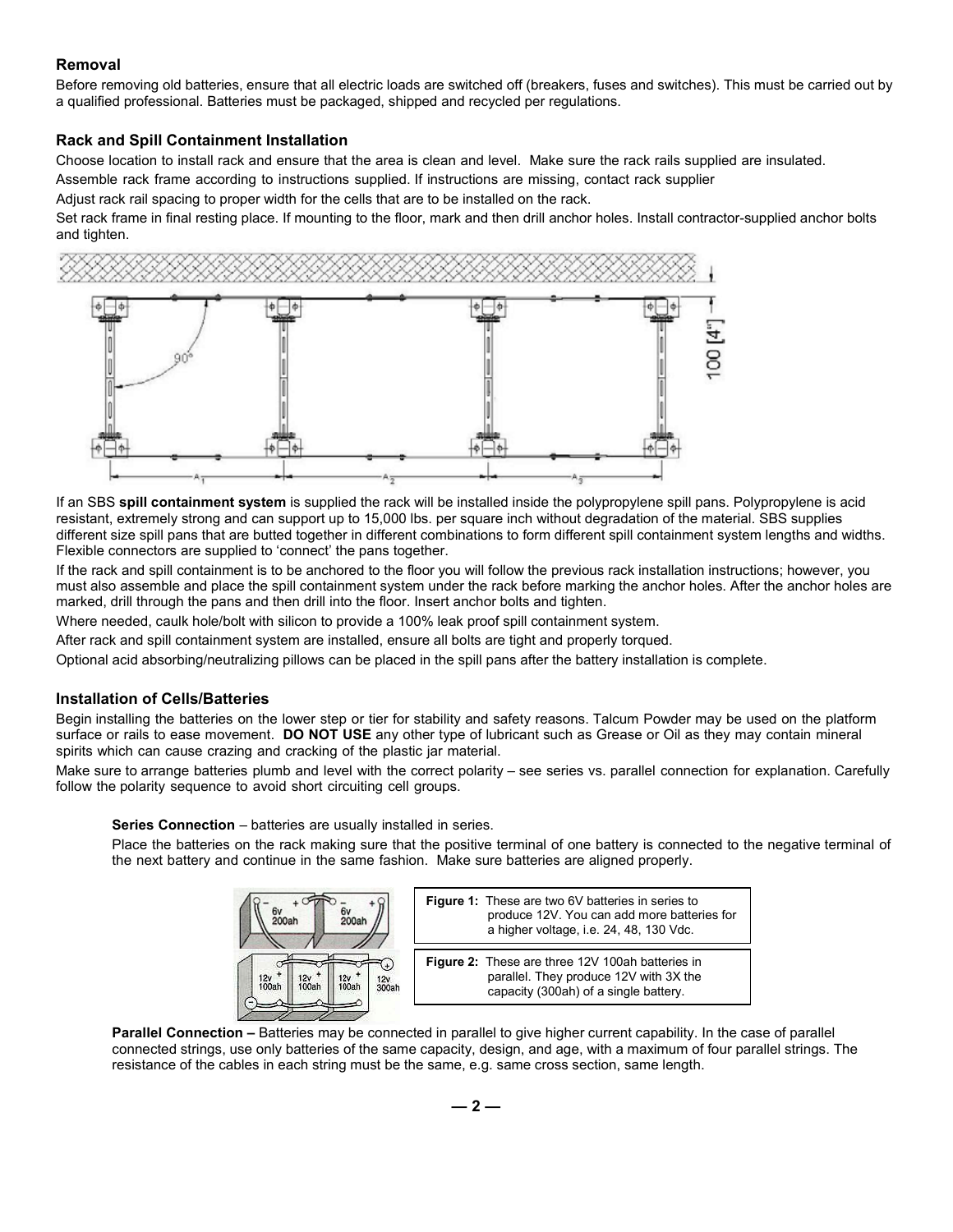### Removal

Before removing old batteries, ensure that all electric loads are switched off (breakers, fuses and switches). This must be carried out by a qualified professional. Batteries must be packaged, shipped and recycled per regulations.

### Rack and Spill Containment Installation

Choose location to install rack and ensure that the area is clean and level. Make sure the rack rails supplied are insulated.

Assemble rack frame according to instructions supplied. If instructions are missing, contact rack supplier

Adjust rack rail spacing to proper width for the cells that are to be installed on the rack.

Set rack frame in final resting place. If mounting to the floor, mark and then drill anchor holes. Install contractor-supplied anchor bolts and tighten.

If an SBS **spill containment system** is supplied the rack will be installed inside the polypropylene spill pans. Polypropylene is acid resistant, extremely strong and can support up to 15,000 lbs. per square inch without degradation of the material. SBS supplies different size spill pans that are butted together in different combinations to form different spill containment system lengths and widths. Flexible connectors are supplied to 'connect' the pans together.

If the rack and spill containment is to be anchored to the floor you will follow the previous rack installation instructions; however, you must also assemble and place the spill containment system under the rack before marking the anchor holes. After the anchor holes are marked, drill through the pans and then drill into the floor. Insert anchor bolts and tighten.

Where needed, caulk hole/bolt with silicon to provide a 100% leak proof spill containment system.

After rack and spill containment system are installed, ensure all bolts are tight and properly torqued.

Optional acid absorbing/neutralizing pillows can be placed in the spill pans after the battery installation is complete.

### Installation of Cells/Batteries

Begin installing the batteries on the lower step or tier for stability and safety reasons. Talcum Powder may be used on the platform surface or rails to ease movement. **DO NOT USE** any other type of lubricant such as Grease or Oil as they may contain mineral spirits which can cause crazing and cracking of the plastic jar material.

Make sure to arrange batteries plumb and level with the correct polarity – see series vs. parallel connection for explanation. Carefully follow the polarity sequence to avoid short circuiting cell groups.

**Series Connection** – batteries are usually installed in series.

Place the batteries on the rack making sure that the positive terminal of one battery is connected to the negative terminal of the next battery and continue in the same fashion. Make sure batteries are aligned properly.

**Figure 1:** These are two 6V batteries in series to produce 12V. You can add more batteries for a higher voltage, i.e. 24, 48, 130 Vdc.

**Figure 2:** These are three 12V 100ah batteries in parallel. They produce 12V with 3X the capacity (300ah) of a single battery.

**Parallel Connection –** Batteries may be connected in parallel to give higher current capability. In the case of parallel connected strings, use only batteries of the same capacity, design, and age, with a maximum of four parallel strings. The resistance of the cables in each string must be the same, e.g. same cross section, same length.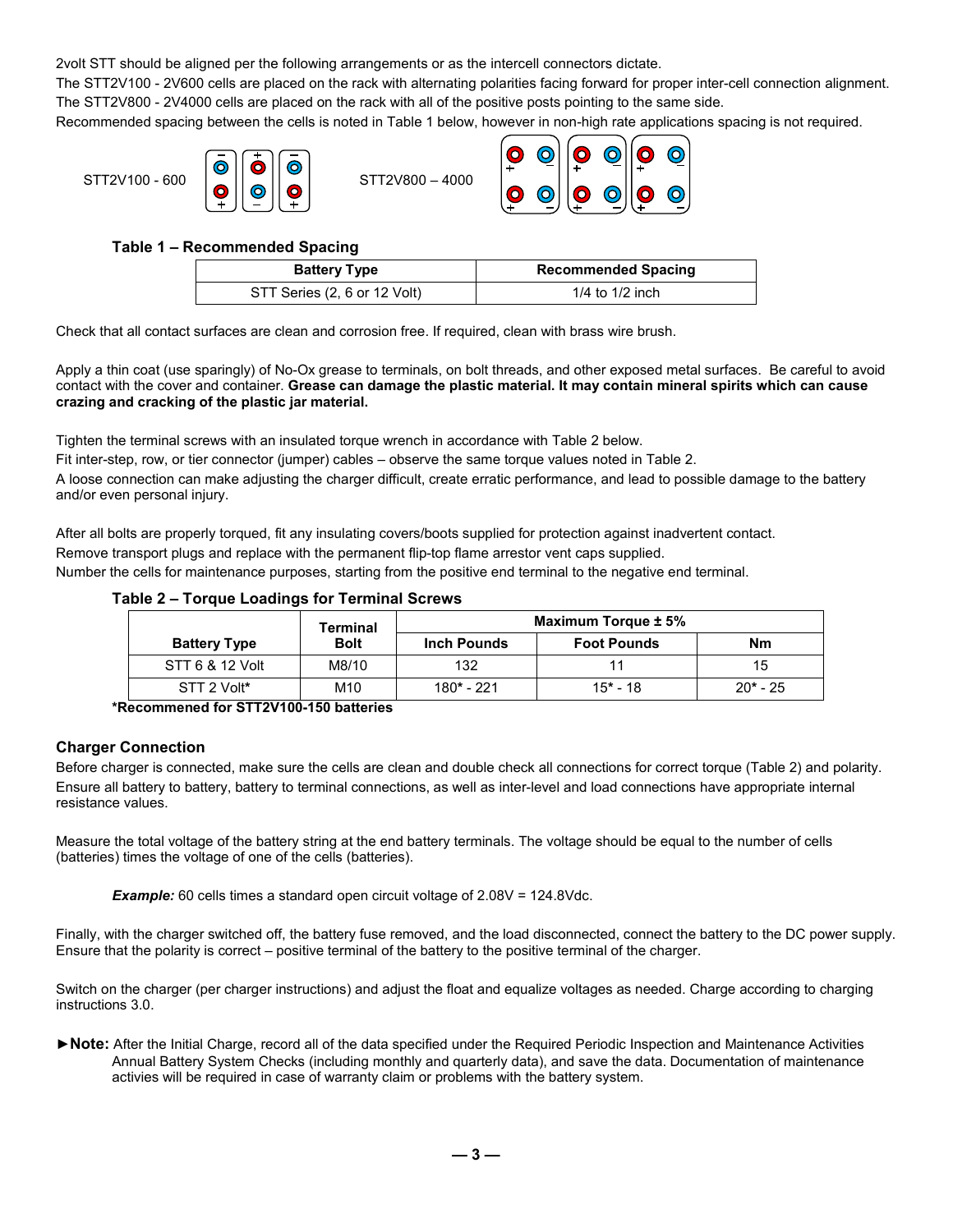2volt STT should be aligned per the following arrangements or as the intercell connectors dictate.

The STT2V100 - 2V600 cells are placed on the rack with alternating polarities facing forward for proper inter-cell connection alignment.

The STT2V800 - 2V4000 cells are placed on the rack with all of the positive posts pointing to the same side.

Recommended spacing between the cells is noted in Table 1 below, however in non-high rate applications spacing is not required.

STT2V100 - 600

STT2V800 – 4000

**Table 1 – Recommended Spacing**

| Battery Type | Recommended Spacing |
|---|---|
| STT Series (2, 6 or 12 Volt) | 1/4 to 1/2 inch |

Check that all contact surfaces are clean and corrosion free. If required, clean with brass wire brush.

Apply a thin coat (use sparingly) of No-Ox grease to terminals, on bolt threads, and other exposed metal surfaces. Be careful to avoid contact with the cover and container. **Grease can damage the plastic material. It may contain mineral spirits which can cause crazing and cracking of the plastic jar material.**

Tighten the terminal screws with an insulated torque wrench in accordance with Table 2 below.

Fit inter-step, row, or tier connector (jumper) cables – observe the same torque values noted in Table 2.

A loose connection can make adjusting the charger difficult, create erratic performance, and lead to possible damage to the battery and/or even personal injury.

After all bolts are properly torqued, fit any insulating covers/boots supplied for protection against inadvertent contact.

Remove transport plugs and replace with the permanent flip-top flame arrestor vent caps supplied.

Number the cells for maintenance purposes, starting from the positive end terminal to the negative end terminal.

**Table 2 – Torque Loadings for Terminal Screws**

| Battery Type | Terminal Bolt | Maximum Torque ± 5% | | |
|---|---|---|---|---|
| | | Inch Pounds | Foot Pounds | Nm |
| STT 6 & 12 Volt | M8/10 | 132 | 11 | 15 |
| STT 2 Volt* | M10 | 180* - 221 | 15* - 18 | 20* - 25 |

**\*Recommened for STT2V100-150 batteries**

## Charger Connection

Before charger is connected, make sure the cells are clean and double check all connections for correct torque (Table 2) and polarity. Ensure all battery to battery, battery to terminal connections, as well as inter-level and load connections have appropriate internal resistance values.

Measure the total voltage of the battery string at the end battery terminals. The voltage should be equal to the number of cells (batteries) times the voltage of one of the cells (batteries).

***Example:*** 60 cells times a standard open circuit voltage of 2.08V = 124.8Vdc.

Finally, with the charger switched off, the battery fuse removed, and the load disconnected, connect the battery to the DC power supply. Ensure that the polarity is correct – positive terminal of the battery to the positive terminal of the charger.

Switch on the charger (per charger instructions) and adjust the float and equalize voltages as needed. Charge according to charging instructions 3.0.

►**Note:** After the Initial Charge, record all of the data specified under the Required Periodic Inspection and Maintenance Activities Annual Battery System Checks (including monthly and quarterly data), and save the data. Documentation of maintenance activies will be required in case of warranty claim or problems with the battery system.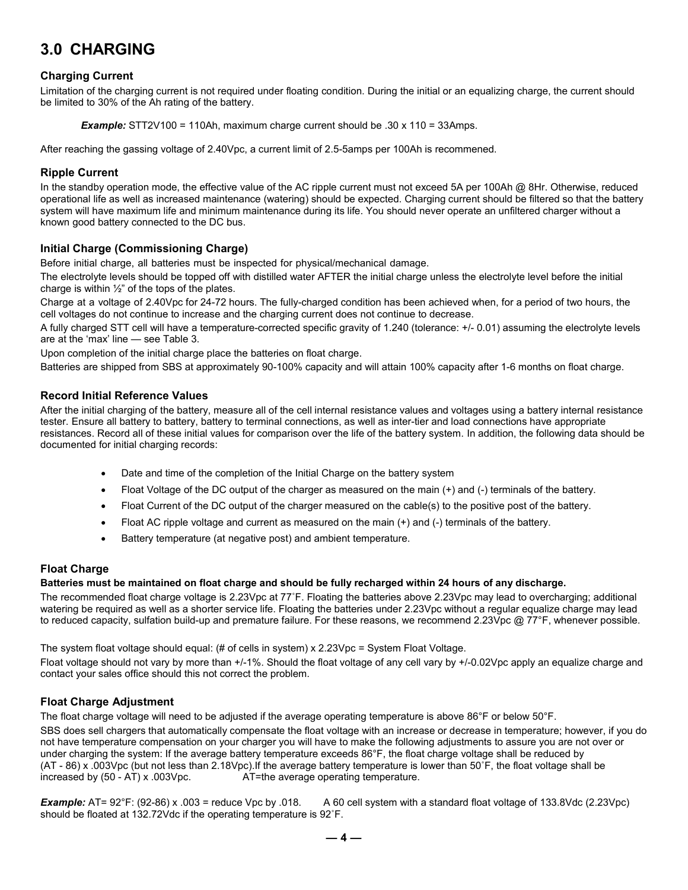# 3.0 CHARGING

### Charging Current

Limitation of the charging current is not required under floating condition. During the initial or an equalizing charge, the current should be limited to 30% of the Ah rating of the battery.

> ***Example:*** STT2V100 = 110Ah, maximum charge current should be .30 x 110 = 33Amps.

After reaching the gassing voltage of 2.40Vpc, a current limit of 2.5-5amps per 100Ah is recommened.

### Ripple Current

In the standby operation mode, the effective value of the AC ripple current must not exceed 5A per 100Ah @ 8Hr. Otherwise, reduced operational life as well as increased maintenance (watering) should be expected. Charging current should be filtered so that the battery system will have maximum life and minimum maintenance during its life. You should never operate an unfiltered charger without a known good battery connected to the DC bus.

### Initial Charge (Commissioning Charge)

Before initial charge, all batteries must be inspected for physical/mechanical damage.

The electrolyte levels should be topped off with distilled water AFTER the initial charge unless the electrolyte level before the initial charge is within ½" of the tops of the plates.

Charge at a voltage of 2.40Vpc for 24-72 hours. The fully-charged condition has been achieved when, for a period of two hours, the cell voltages do not continue to increase and the charging current does not continue to decrease.

A fully charged STT cell will have a temperature-corrected specific gravity of 1.240 (tolerance: +/- 0.01) assuming the electrolyte levels are at the 'max' line — see Table 3.

Upon completion of the initial charge place the batteries on float charge.

Batteries are shipped from SBS at approximately 90-100% capacity and will attain 100% capacity after 1-6 months on float charge.

### Record Initial Reference Values

After the initial charging of the battery, measure all of the cell internal resistance values and voltages using a battery internal resistance tester. Ensure all battery to battery, battery to terminal connections, as well as inter-tier and load connections have appropriate resistances. Record all of these initial values for comparison over the life of the battery system. In addition, the following data should be documented for initial charging records:

- Date and time of the completion of the Initial Charge on the battery system
- Float Voltage of the DC output of the charger as measured on the main (+) and (-) terminals of the battery.
- Float Current of the DC output of the charger measured on the cable(s) to the positive post of the battery.
- Float AC ripple voltage and current as measured on the main (+) and (-) terminals of the battery.
- Battery temperature (at negative post) and ambient temperature.

### Float Charge

**Batteries must be maintained on float charge and should be fully recharged within 24 hours of any discharge.**

The recommended float charge voltage is 2.23Vpc at 77˚F. Floating the batteries above 2.23Vpc may lead to overcharging; additional watering be required as well as a shorter service life. Floating the batteries under 2.23Vpc without a regular equalize charge may lead to reduced capacity, sulfation build-up and premature failure. For these reasons, we recommend 2.23Vpc @ 77°F, whenever possible.

The system float voltage should equal: (# of cells in system) x 2.23Vpc = System Float Voltage.

Float voltage should not vary by more than +/-1%. Should the float voltage of any cell vary by +/-0.02Vpc apply an equalize charge and contact your sales office should this not correct the problem.

### Float Charge Adjustment

The float charge voltage will need to be adjusted if the average operating temperature is above 86°F or below 50°F.

SBS does sell chargers that automatically compensate the float voltage with an increase or decrease in temperature; however, if you do not have temperature compensation on your charger you will have to make the following adjustments to assure you are not over or under charging the system: If the average battery temperature exceeds 86°F, the float charge voltage shall be reduced by (AT - 86) x .003Vpc (but not less than 2.18Vpc).If the average battery temperature is lower than 50˚F, the float voltage shall be increased by (50 - AT) x .003Vpc. AT=the average operating temperature.

***Example:*** AT= 92°F: (92-86) x .003 = reduce Vpc by .018. A 60 cell system with a standard float voltage of 133.8Vdc (2.23Vpc) should be floated at 132.72Vdc if the operating temperature is 92˚F.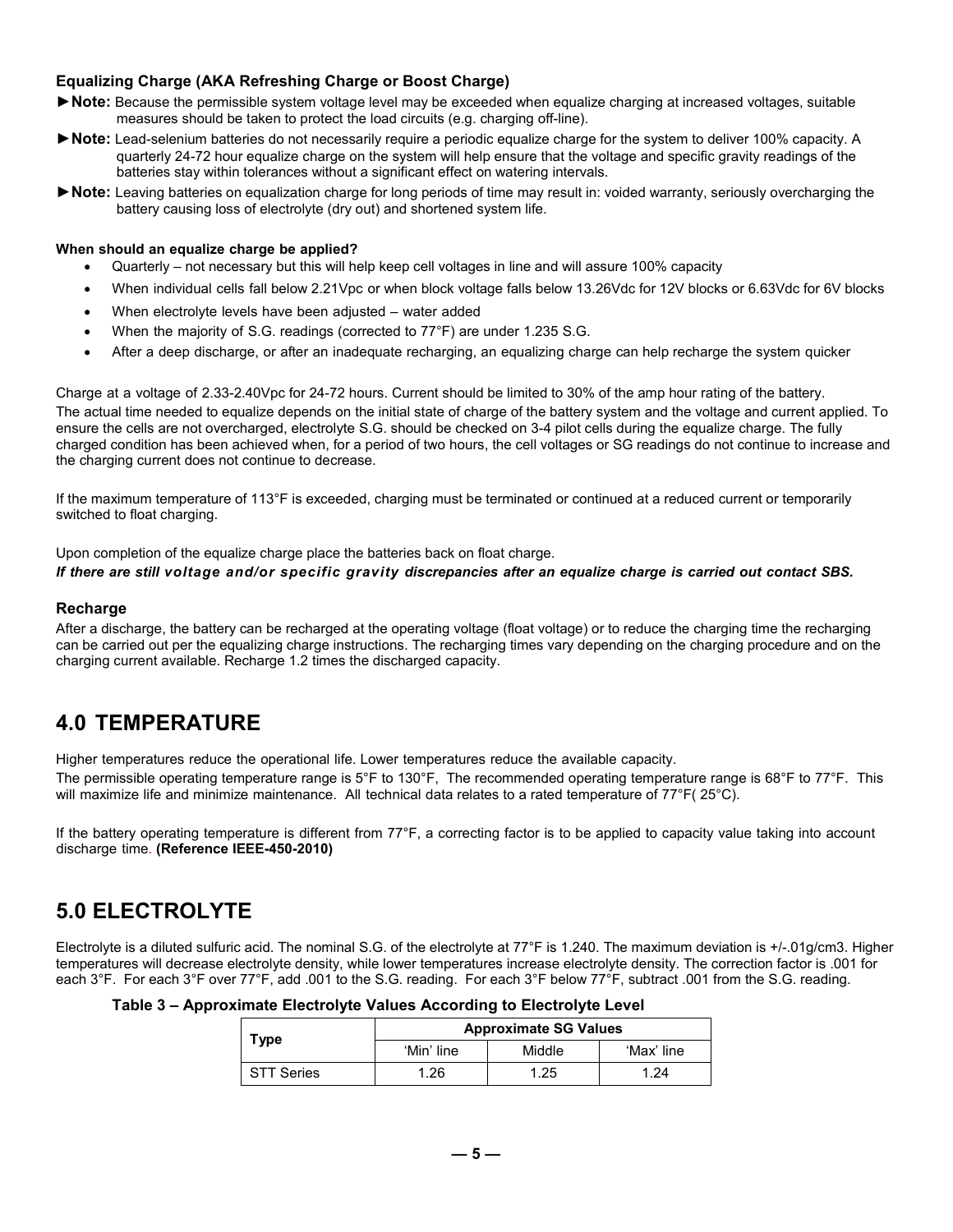### Equalizing Charge (AKA Refreshing Charge or Boost Charge)

►**Note:** Because the permissible system voltage level may be exceeded when equalize charging at increased voltages, suitable measures should be taken to protect the load circuits (e.g. charging off-line).

►**Note:** Lead-selenium batteries do not necessarily require a periodic equalize charge for the system to deliver 100% capacity. A quarterly 24-72 hour equalize charge on the system will help ensure that the voltage and specific gravity readings of the batteries stay within tolerances without a significant effect on watering intervals.

►**Note:** Leaving batteries on equalization charge for long periods of time may result in: voided warranty, seriously overcharging the battery causing loss of electrolyte (dry out) and shortened system life.

**When should an equalize charge be applied?**

- Quarterly – not necessary but this will help keep cell voltages in line and will assure 100% capacity
- When individual cells fall below 2.21Vpc or when block voltage falls below 13.26Vdc for 12V blocks or 6.63Vdc for 6V blocks
- When electrolyte levels have been adjusted – water added
- When the majority of S.G. readings (corrected to 77°F) are under 1.235 S.G.
- After a deep discharge, or after an inadequate recharging, an equalizing charge can help recharge the system quicker

Charge at a voltage of 2.33-2.40Vpc for 24-72 hours. Current should be limited to 30% of the amp hour rating of the battery. The actual time needed to equalize depends on the initial state of charge of the battery system and the voltage and current applied. To ensure the cells are not overcharged, electrolyte S.G. should be checked on 3-4 pilot cells during the equalize charge. The fully charged condition has been achieved when, for a period of two hours, the cell voltages or SG readings do not continue to increase and the charging current does not continue to decrease.

If the maximum temperature of 113°F is exceeded, charging must be terminated or continued at a reduced current or temporarily switched to float charging.

Upon completion of the equalize charge place the batteries back on float charge.

***If there are still voltage and/or specific gravity discrepancies after an equalize charge is carried out contact SBS.***

### Recharge

After a discharge, the battery can be recharged at the operating voltage (float voltage) or to reduce the charging time the recharging can be carried out per the equalizing charge instructions. The recharging times vary depending on the charging procedure and on the charging current available. Recharge 1.2 times the discharged capacity.

## 4.0 TEMPERATURE

Higher temperatures reduce the operational life. Lower temperatures reduce the available capacity.

The permissible operating temperature range is 5°F to 130°F, The recommended operating temperature range is 68°F to 77°F. This will maximize life and minimize maintenance. All technical data relates to a rated temperature of 77°F( 25°C).

If the battery operating temperature is different from 77°F, a correcting factor is to be applied to capacity value taking into account discharge time. **(Reference IEEE-450-2010)**

## 5.0 ELECTROLYTE

Electrolyte is a diluted sulfuric acid. The nominal S.G. of the electrolyte at 77°F is 1.240. The maximum deviation is +/-.01g/cm3. Higher temperatures will decrease electrolyte density, while lower temperatures increase electrolyte density. The correction factor is .001 for each 3°F. For each 3°F over 77°F, add .001 to the S.G. reading. For each 3°F below 77°F, subtract .001 from the S.G. reading.

**Table 3 – Approximate Electrolyte Values According to Electrolyte Level**

| Type | Approximate SG Values | | |
|---|---|---|---|
| | 'Min' line | Middle | 'Max' line |
| STT Series | 1.26 | 1.25 | 1.24 |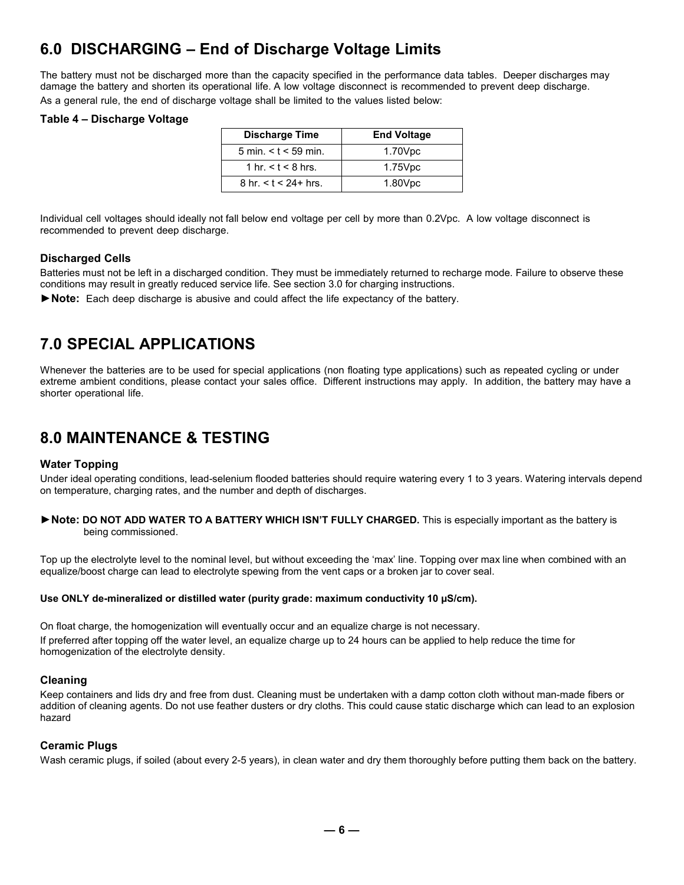## 6.0 DISCHARGING – End of Discharge Voltage Limits

The battery must not be discharged more than the capacity specified in the performance data tables. Deeper discharges may damage the battery and shorten its operational life. A low voltage disconnect is recommended to prevent deep discharge.

As a general rule, the end of discharge voltage shall be limited to the values listed below:

**Table 4 – Discharge Voltage**

| Discharge Time | End Voltage |
|---|---|
| 5 min. < t < 59 min. | 1.70Vpc |
| 1 hr. < t < 8 hrs. | 1.75Vpc |
| 8 hr. < t < 24+ hrs. | 1.80Vpc |

Individual cell voltages should ideally not fall below end voltage per cell by more than 0.2Vpc. A low voltage disconnect is recommended to prevent deep discharge.

### Discharged Cells

Batteries must not be left in a discharged condition. They must be immediately returned to recharge mode. Failure to observe these conditions may result in greatly reduced service life. See section 3.0 for charging instructions.

►**Note:** Each deep discharge is abusive and could affect the life expectancy of the battery.

## 7.0 SPECIAL APPLICATIONS

Whenever the batteries are to be used for special applications (non floating type applications) such as repeated cycling or under extreme ambient conditions, please contact your sales office. Different instructions may apply. In addition, the battery may have a shorter operational life.

## 8.0 MAINTENANCE & TESTING

### Water Topping

Under ideal operating conditions, lead-selenium flooded batteries should require watering every 1 to 3 years. Watering intervals depend on temperature, charging rates, and the number and depth of discharges.

►**Note: DO NOT ADD WATER TO A BATTERY WHICH ISN'T FULLY CHARGED.** This is especially important as the battery is being commissioned.

Top up the electrolyte level to the nominal level, but without exceeding the 'max' line. Topping over max line when combined with an equalize/boost charge can lead to electrolyte spewing from the vent caps or a broken jar to cover seal.

**Use ONLY de-mineralized or distilled water (purity grade: maximum conductivity 10 μS/cm).**

On float charge, the homogenization will eventually occur and an equalize charge is not necessary.

If preferred after topping off the water level, an equalize charge up to 24 hours can be applied to help reduce the time for homogenization of the electrolyte density.

### Cleaning

Keep containers and lids dry and free from dust. Cleaning must be undertaken with a damp cotton cloth without man-made fibers or addition of cleaning agents. Do not use feather dusters or dry cloths. This could cause static discharge which can lead to an explosion hazard

### Ceramic Plugs

Wash ceramic plugs, if soiled (about every 2-5 years), in clean water and dry them thoroughly before putting them back on the battery.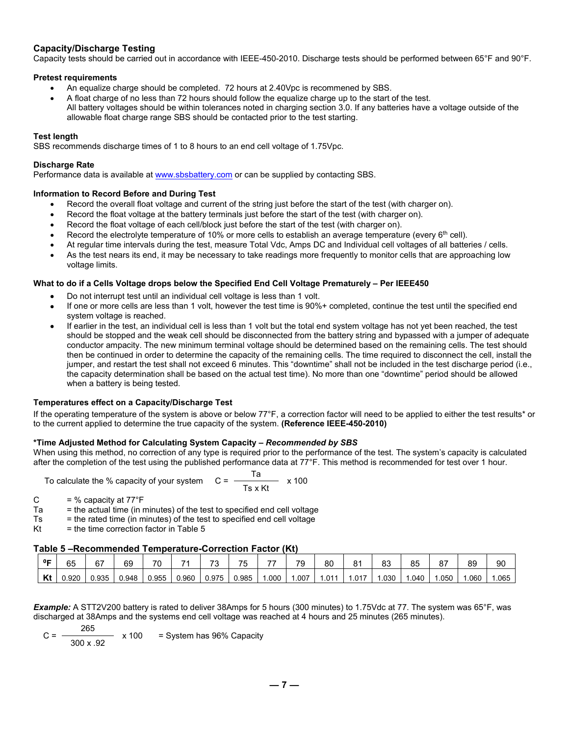## Capacity/Discharge Testing

Capacity tests should be carried out in accordance with IEEE-450-2010. Discharge tests should be performed between 65°F and 90°F.

### Pretest requirements

- An equalize charge should be completed. 72 hours at 2.40Vpc is recommened by SBS.
- A float charge of no less than 72 hours should follow the equalize charge up to the start of the test.
  All battery voltages should be within tolerances noted in charging section 3.0. If any batteries have a voltage outside of the allowable float charge range SBS should be contacted prior to the test starting.

### Test length

SBS recommends discharge times of 1 to 8 hours to an end cell voltage of 1.75Vpc.

### Discharge Rate

Performance data is available at www.sbsbattery.com or can be supplied by contacting SBS.

### Information to Record Before and During Test

- Record the overall float voltage and current of the string just before the start of the test (with charger on).
- Record the float voltage at the battery terminals just before the start of the test (with charger on).
- Record the float voltage of each cell/block just before the start of the test (with charger on).
- Record the electrolyte temperature of 10% or more cells to establish an average temperature (every 6th cell).
- At regular time intervals during the test, measure Total Vdc, Amps DC and Individual cell voltages of all batteries / cells.
- As the test nears its end, it may be necessary to take readings more frequently to monitor cells that are approaching low voltage limits.

### What to do if a Cells Voltage drops below the Specified End Cell Voltage Prematurely – Per IEEE450

- Do not interrupt test until an individual cell voltage is less than 1 volt.
- If one or more cells are less than 1 volt, however the test time is 90%+ completed, continue the test until the specified end system voltage is reached.
- If earlier in the test, an individual cell is less than 1 volt but the total end system voltage has not yet been reached, the test should be stopped and the weak cell should be disconnected from the battery string and bypassed with a jumper of adequate conductor ampacity. The new minimum terminal voltage should be determined based on the remaining cells. The test should then be continued in order to determine the capacity of the remaining cells. The time required to disconnect the cell, install the jumper, and restart the test shall not exceed 6 minutes. This “downtime” shall not be included in the test discharge period (i.e., the capacity determination shall be based on the actual test time). No more than one “downtime” period should be allowed when a battery is being tested.

### Temperatures effect on a Capacity/Discharge Test

If the operating temperature of the system is above or below 77°F, a correction factor will need to be applied to either the test results* or to the current applied to determine the true capacity of the system. **(Reference IEEE-450-2010)**

### *Time Adjusted Method for Calculating System Capacity – *Recommended by SBS*

When using this method, no correction of any type is required prior to the performance of the test. The system’s capacity is calculated after the completion of the test using the published performance data at 77°F. This method is recommended for test over 1 hour.

To calculate the % capacity of your system $$C = \frac{Ta}{Ts \times Kt} \times 100$$

C = % capacity at 77°F
Ta = the actual time (in minutes) of the test to specified end cell voltage
Ts = the rated time (in minutes) of the test to specified end cell voltage
Kt = the time correction factor in Table 5

### Table 5 –Recommended Temperature-Correction Factor (Kt)

| °F | 65 | 67 | 69 | 70 | 71 | 73 | 75 | 77 | 79 | 80 | 81 | 83 | 85 | 87 | 89 | 90 |
|---|---|---|---|---|---|---|---|---|---|---|---|---|---|---|---|---|
| **Kt** | 0.920 | 0.935 | 0.948 | 0.955 | 0.960 | 0.975 | 0.985 | 1.000 | 1.007 | 1.011 | 1.017 | 1.030 | 1.040 | 1.050 | 1.060 | 1.065 |

***Example:*** A STT2V200 battery is rated to deliver 38Amps for 5 hours (300 minutes) to 1.75Vdc at 77. The system was 65°F, was discharged at 38Amps and the systems end cell voltage was reached at 4 hours and 25 minutes (265 minutes).

$$C = \frac{265}{300 \times .92} \times 100$$ = System has 96% Capacity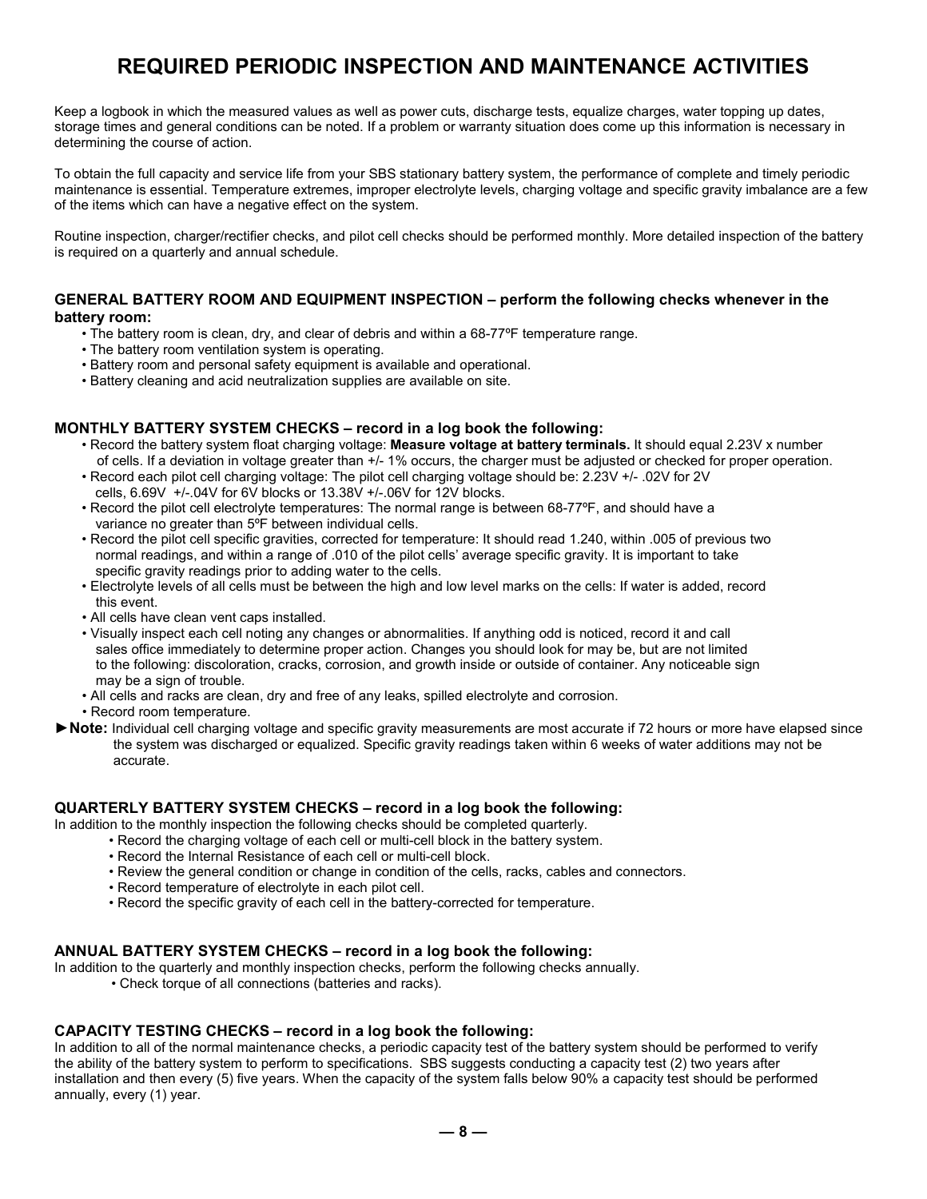# REQUIRED PERIODIC INSPECTION AND MAINTENANCE ACTIVITIES

Keep a logbook in which the measured values as well as power cuts, discharge tests, equalize charges, water topping up dates, storage times and general conditions can be noted. If a problem or warranty situation does come up this information is necessary in determining the course of action.

To obtain the full capacity and service life from your SBS stationary battery system, the performance of complete and timely periodic maintenance is essential. Temperature extremes, improper electrolyte levels, charging voltage and specific gravity imbalance are a few of the items which can have a negative effect on the system.

Routine inspection, charger/rectifier checks, and pilot cell checks should be performed monthly. More detailed inspection of the battery is required on a quarterly and annual schedule.

### GENERAL BATTERY ROOM AND EQUIPMENT INSPECTION – perform the following checks whenever in the battery room:

- The battery room is clean, dry, and clear of debris and within a 68-77ºF temperature range.
- The battery room ventilation system is operating.
- Battery room and personal safety equipment is available and operational.
- Battery cleaning and acid neutralization supplies are available on site.

### MONTHLY BATTERY SYSTEM CHECKS – record in a log book the following:

- Record the battery system float charging voltage: **Measure voltage at battery terminals.** It should equal 2.23V x number of cells. If a deviation in voltage greater than +/- 1% occurs, the charger must be adjusted or checked for proper operation.
- Record each pilot cell charging voltage: The pilot cell charging voltage should be: 2.23V +/- .02V for 2V cells, 6.69V +/-.04V for 6V blocks or 13.38V +/-.06V for 12V blocks.
- Record the pilot cell electrolyte temperatures: The normal range is between 68-77ºF, and should have a variance no greater than 5ºF between individual cells.
- Record the pilot cell specific gravities, corrected for temperature: It should read 1.240, within .005 of previous two normal readings, and within a range of .010 of the pilot cells' average specific gravity. It is important to take specific gravity readings prior to adding water to the cells.
- Electrolyte levels of all cells must be between the high and low level marks on the cells: If water is added, record this event.
- All cells have clean vent caps installed.
- Visually inspect each cell noting any changes or abnormalities. If anything odd is noticed, record it and call sales office immediately to determine proper action. Changes you should look for may be, but are not limited to the following: discoloration, cracks, corrosion, and growth inside or outside of container. Any noticeable sign may be a sign of trouble.
- All cells and racks are clean, dry and free of any leaks, spilled electrolyte and corrosion.
- Record room temperature.

►**Note:** Individual cell charging voltage and specific gravity measurements are most accurate if 72 hours or more have elapsed since the system was discharged or equalized. Specific gravity readings taken within 6 weeks of water additions may not be accurate.

### QUARTERLY BATTERY SYSTEM CHECKS – record in a log book the following:

In addition to the monthly inspection the following checks should be completed quarterly.

- Record the charging voltage of each cell or multi-cell block in the battery system.
- Record the Internal Resistance of each cell or multi-cell block.
- Review the general condition or change in condition of the cells, racks, cables and connectors.
- Record temperature of electrolyte in each pilot cell.
- Record the specific gravity of each cell in the battery-corrected for temperature.

### ANNUAL BATTERY SYSTEM CHECKS – record in a log book the following:

In addition to the quarterly and monthly inspection checks, perform the following checks annually.

- Check torque of all connections (batteries and racks).

### CAPACITY TESTING CHECKS – record in a log book the following:

In addition to all of the normal maintenance checks, a periodic capacity test of the battery system should be performed to verify the ability of the battery system to perform to specifications. SBS suggests conducting a capacity test (2) two years after installation and then every (5) five years. When the capacity of the system falls below 90% a capacity test should be performed annually, every (1) year.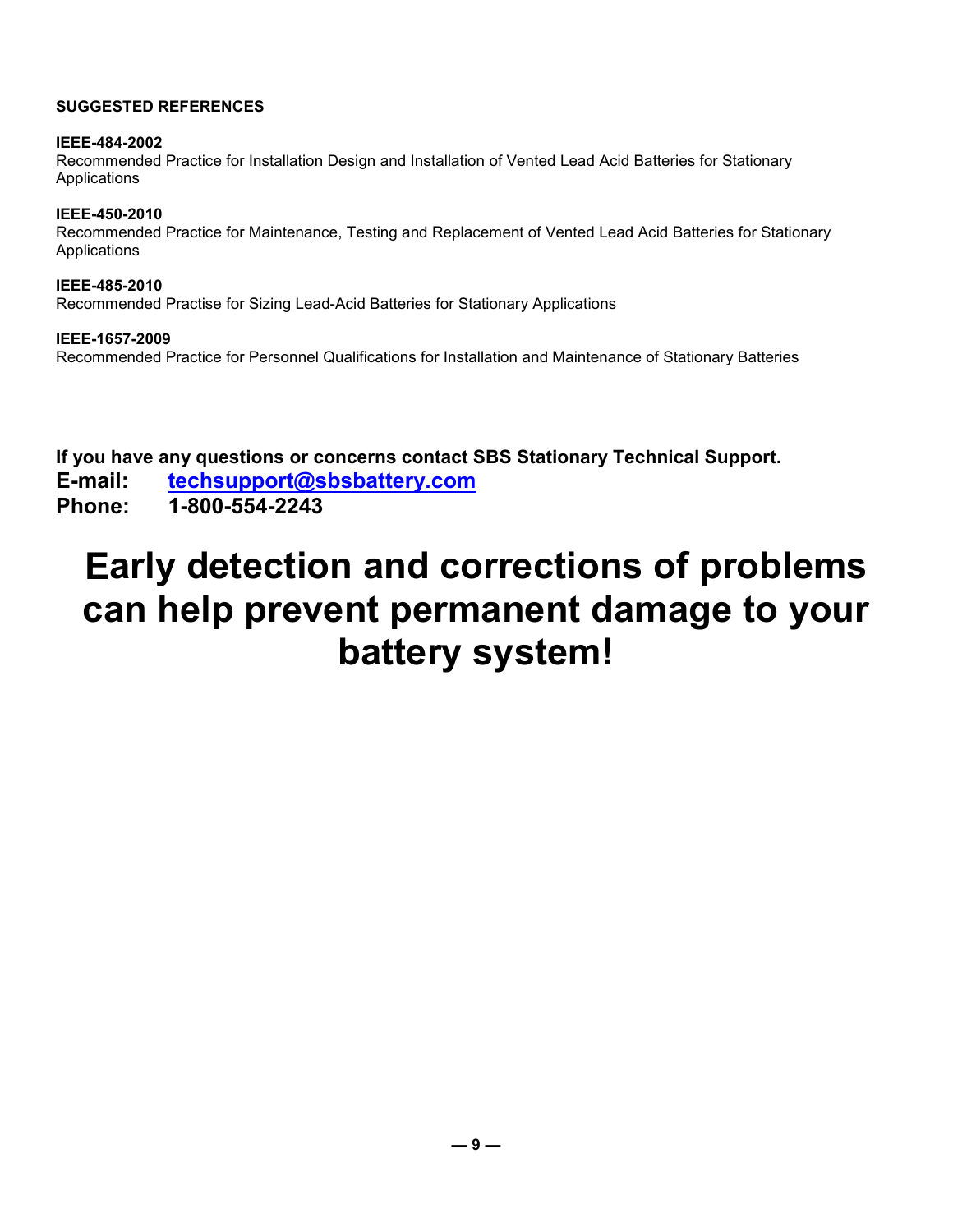**SUGGESTED REFERENCES**

**IEEE-484-2002**
Recommended Practice for Installation Design and Installation of Vented Lead Acid Batteries for Stationary Applications

**IEEE-450-2010**
Recommended Practice for Maintenance, Testing and Replacement of Vented Lead Acid Batteries for Stationary Applications

**IEEE-485-2010**
Recommended Practise for Sizing Lead-Acid Batteries for Stationary Applications

**IEEE-1657-2009**
Recommended Practice for Personnel Qualifications for Installation and Maintenance of Stationary Batteries

**If you have any questions or concerns contact SBS Stationary Technical Support.**
**E-mail: techsupport@sbsbattery.com**
**Phone: 1-800-554-2243**

# Early detection and corrections of problems can help prevent permanent damage to your battery system!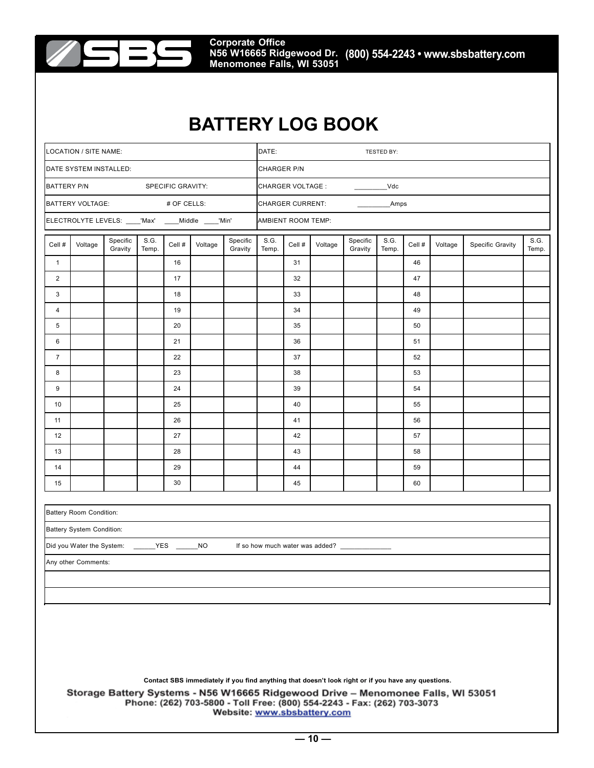**Corporate Office**
**N56 W16665 Ridgewood Dr.**
**Menomonee Falls, WI 53051**
**(800) 554-2243 • www.sbsbattery.com**

# BATTERY LOG BOOK

| | |
|---|---|
| LOCATION / SITE NAME: | DATE: TESTED BY: |
| DATE SYSTEM INSTALLED: | CHARGER P/N |
| BATTERY P/N SPECIFIC GRAVITY: | CHARGER VOLTAGE : ________Vdc |
| BATTERY VOLTAGE: # OF CELLS: | CHARGER CURRENT: ________Amps |
| ELECTROLYTE LEVELS: ____'Max' ____Middle ____'Min' | AMBIENT ROOM TEMP: |

| Cell # | Voltage | Specific Gravity | S.G. Temp. | Cell # | Voltage | Specific Gravity | S.G. Temp. | Cell # | Voltage | Specific Gravity | S.G. Temp. | Cell # | Voltage | Specific Gravity | S.G. Temp. |
|---|---|---|---|---|---|---|---|---|---|---|---|---|---|---|---|
| 1 | | | | 16 | | | | 31 | | | | 46 | | | |
| 2 | | | | 17 | | | | 32 | | | | 47 | | | |
| 3 | | | | 18 | | | | 33 | | | | 48 | | | |
| 4 | | | | 19 | | | | 34 | | | | 49 | | | |
| 5 | | | | 20 | | | | 35 | | | | 50 | | | |
| 6 | | | | 21 | | | | 36 | | | | 51 | | | |
| 7 | | | | 22 | | | | 37 | | | | 52 | | | |
| 8 | | | | 23 | | | | 38 | | | | 53 | | | |
| 9 | | | | 24 | | | | 39 | | | | 54 | | | |
| 10 | | | | 25 | | | | 40 | | | | 55 | | | |
| 11 | | | | 26 | | | | 41 | | | | 56 | | | |
| 12 | | | | 27 | | | | 42 | | | | 57 | | | |
| 13 | | | | 28 | | | | 43 | | | | 58 | | | |
| 14 | | | | 29 | | | | 44 | | | | 59 | | | |
| 15 | | | | 30 | | | | 45 | | | | 60 | | | |

| |
|---|
| Battery Room Condition: |
| Battery System Condition: |
| Did you Water the System: ______YES ______NO If so how much water was added? _____________ |
| Any other Comments: |
| |
| |

**Contact SBS immediately if you find anything that doesn't look right or if you have any questions.**

**Storage Battery Systems - N56 W16665 Ridgewood Drive – Menomonee Falls, WI 53051**
**Phone: (262) 703-5800 - Toll Free: (800) 554-2243 - Fax: (262) 703-3073**
**Website: www.sbsbattery.com**